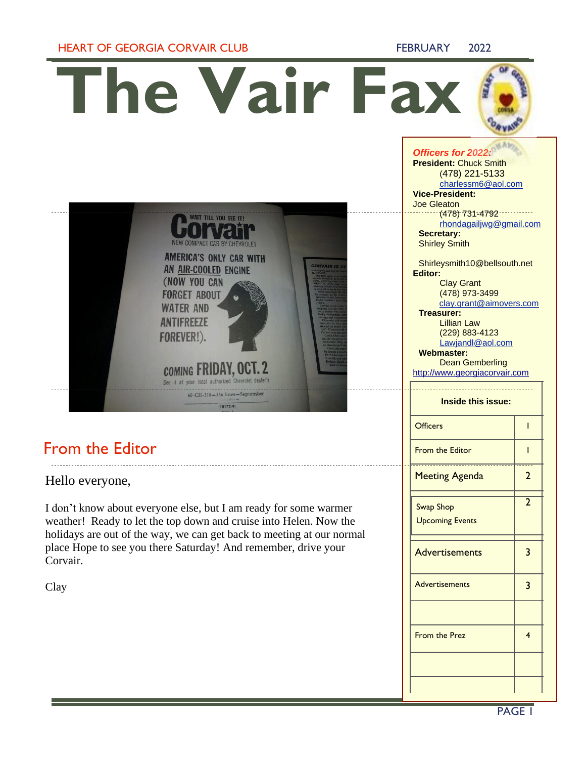HEART OF GEORGIA CORVAIR CLUB — FEBRUARY 2022

# The Vair Fax

## From the Editor

Hello everyone,

I don't know about everyone else, but I am ready for some warmer weather! Ready to let the top down and cruise into Helen. Now the holidays are out of the way, we can get back to meeting at our normal place Hope to see you there Saturday! And remember, drive your Corvair.

Clay

***Officers for 2022:***

**President:** Chuck Smith
(478) 221-5133
charlessm6@aol.com

**Vice-President:**
Joe Gleaton
(478) 731-4792
rhondagailjwg@gmail.com

**Secretary:**
Shirley Smith

Shirleysmith10@bellsouth.net

**Editor:**
Clay Grant
(478) 973-3499
clay.grant@aimovers.com

**Treasurer:**
Lillian Law
(229) 883-4123
Lawjandl@aol.com

**Webmaster:**
Dean Gemberling
http://www.georgiacorvair.com

| **Inside this issue:** | |
|---|---|
| Officers | 1 |
| From the Editor | 1 |
| Meeting Agenda | 2 |
| Swap Shop<br>Upcoming Events | 2 |
| Advertisements | 3 |
| Advertisements | 3 |
| | |
| From the Prez | 4 |
| | |
| | |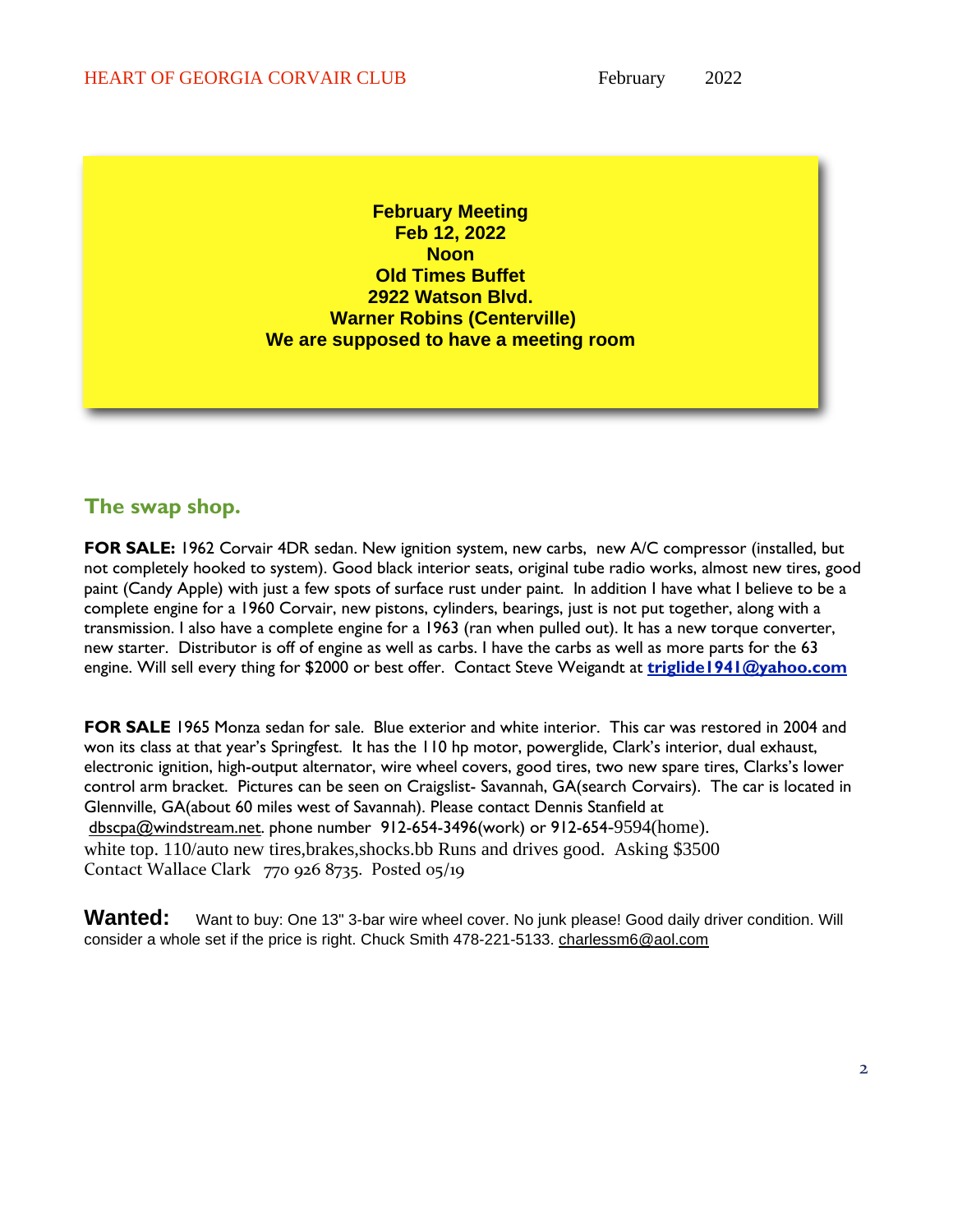**February Meeting**
**Feb 12, 2022**
**Noon**
**Old Times Buffet**
**2922 Watson Blvd.**
**Warner Robins (Centerville)**
**We are supposed to have a meeting room**

## The swap shop.

**FOR SALE:** 1962 Corvair 4DR sedan. New ignition system, new carbs, new A/C compressor (installed, but not completely hooked to system). Good black interior seats, original tube radio works, almost new tires, good paint (Candy Apple) with just a few spots of surface rust under paint. In addition I have what I believe to be a complete engine for a 1960 Corvair, new pistons, cylinders, bearings, just is not put together, along with a transmission. I also have a complete engine for a 1963 (ran when pulled out). It has a new torque converter, new starter. Distributor is off of engine as well as carbs. I have the carbs as well as more parts for the 63 engine. Will sell every thing for $2000 or best offer. Contact Steve Weigandt at **triglide1941@yahoo.com**

**FOR SALE** 1965 Monza sedan for sale. Blue exterior and white interior. This car was restored in 2004 and won its class at that year's Springfest. It has the 110 hp motor, powerglide, Clark's interior, dual exhaust, electronic ignition, high-output alternator, wire wheel covers, good tires, two new spare tires, Clarks's lower control arm bracket. Pictures can be seen on Craigslist- Savannah, GA(search Corvairs). The car is located in Glennville, GA(about 60 miles west of Savannah). Please contact Dennis Stanfield at dbscpa@windstream.net. phone number 912-654-3496(work) or 912-654-9594(home).
white top. 110/auto new tires,brakes,shocks.bb Runs and drives good. Asking $3500
Contact Wallace Clark 770 926 8735. Posted 05/19

**Wanted:** Want to buy: One 13" 3-bar wire wheel cover. No junk please! Good daily driver condition. Will consider a whole set if the price is right. Chuck Smith 478-221-5133. charlessm6@aol.com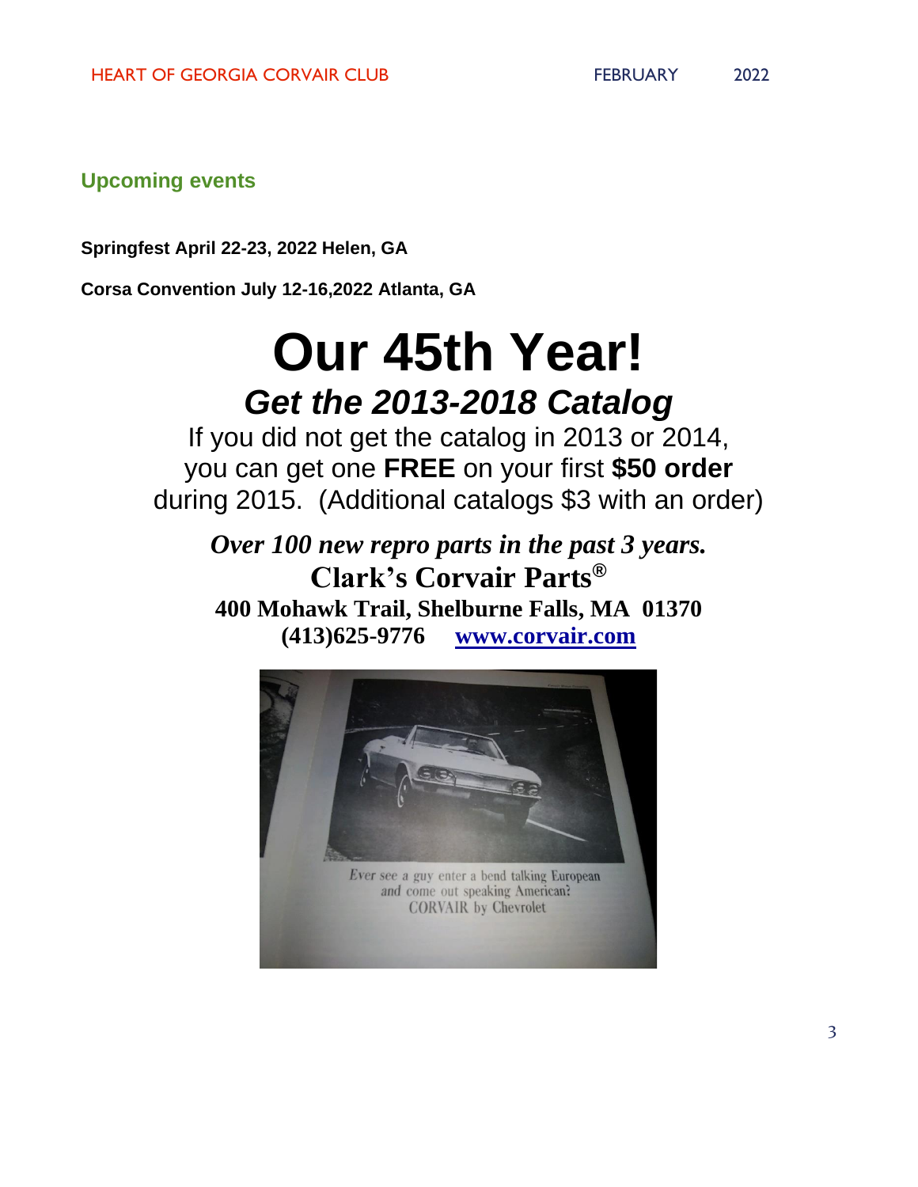## Upcoming events

**Springfest April 22-23, 2022 Helen, GA**

**Corsa Convention July 12-16,2022 Atlanta, GA**

# Our 45th Year!

## *Get the 2013-2018 Catalog*

If you did not get the catalog in 2013 or 2014, you can get one **FREE** on your first **$50 order** during 2015. (Additional catalogs $3 with an order)

***Over 100 new repro parts in the past 3 years.***

**Clark's Corvair Parts®**

**400 Mohawk Trail, Shelburne Falls, MA 01370**

**(413)625-9776 [www.corvair.com](http://www.corvair.com)**

*Ever see a guy enter a bend talking European and come out speaking American?*
CORVAIR by Chevrolet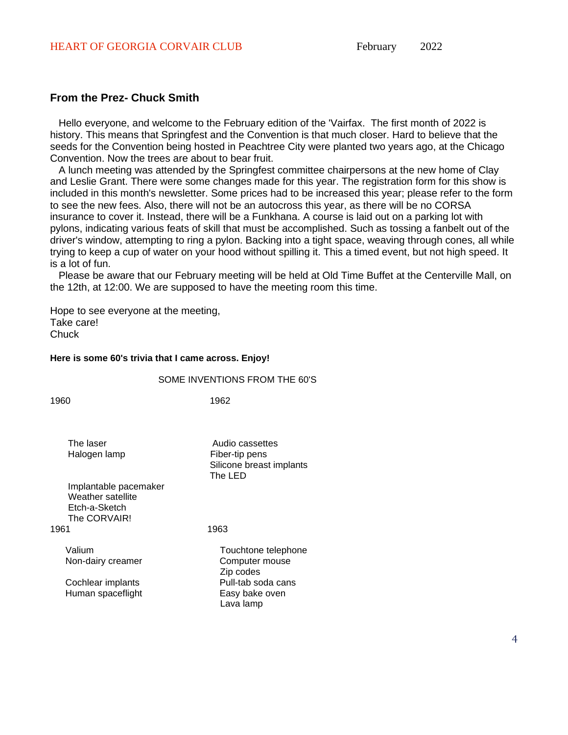## From the Prez- Chuck Smith

Hello everyone, and welcome to the February edition of the 'Vairfax. The first month of 2022 is history. This means that Springfest and the Convention is that much closer. Hard to believe that the seeds for the Convention being hosted in Peachtree City were planted two years ago, at the Chicago Convention. Now the trees are about to bear fruit.

A lunch meeting was attended by the Springfest committee chairpersons at the new home of Clay and Leslie Grant. There were some changes made for this year. The registration form for this show is included in this month's newsletter. Some prices had to be increased this year; please refer to the form to see the new fees. Also, there will not be an autocross this year, as there will be no CORSA insurance to cover it. Instead, there will be a Funkhana. A course is laid out on a parking lot with pylons, indicating various feats of skill that must be accomplished. Such as tossing a fanbelt out of the driver's window, attempting to ring a pylon. Backing into a tight space, weaving through cones, all while trying to keep a cup of water on your hood without spilling it. This a timed event, but not high speed. It is a lot of fun.

Please be aware that our February meeting will be held at Old Time Buffet at the Centerville Mall, on the 12th, at 12:00. We are supposed to have the meeting room this time.

Hope to see everyone at the meeting,
Take care!
Chuck

**Here is some 60's trivia that I came across. Enjoy!**

SOME INVENTIONS FROM THE 60'S

1960

- The laser
- Halogen lamp
- Implantable pacemaker
- Weather satellite
- Etch-a-Sketch
- The CORVAIR!

1961

- Valium
- Non-dairy creamer
- Cochlear implants
- Human spaceflight

1962

- Audio cassettes
- Fiber-tip pens
- Silicone breast implants
- The LED

1963

- Touchtone telephone
- Computer mouse
- Zip codes
- Pull-tab soda cans
- Easy bake oven
- Lava lamp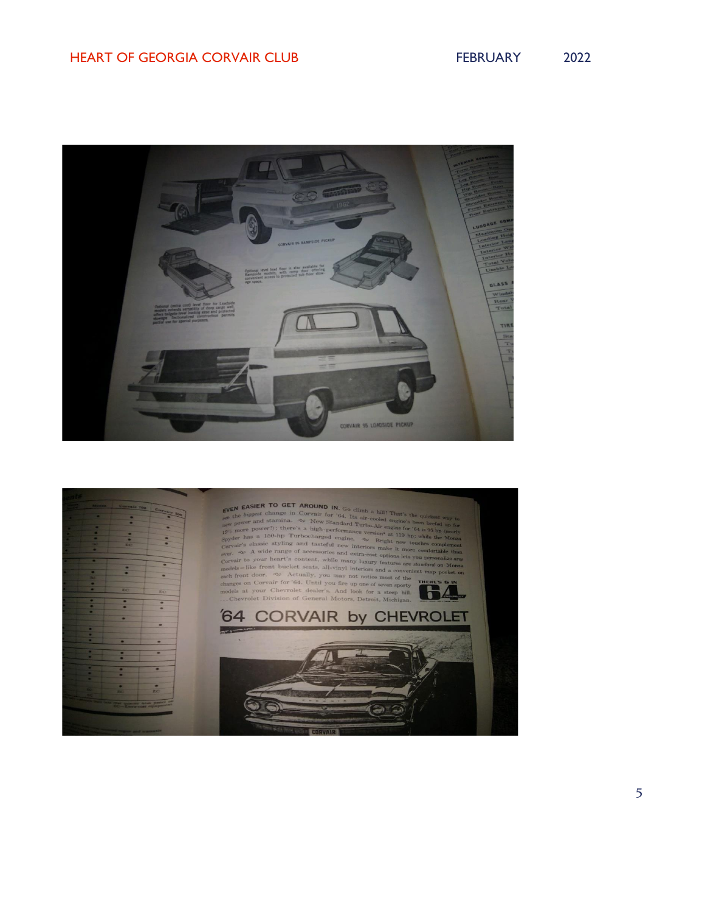CORVAIR 95 RAMPSIDE PICKUP

Optional level load floor is also available for Rampside models, with ramp door offering convenient access to protected sub-floor storage space.

Optional (extra cost) level floor for Loadside models extends versatility of deep cargo well, offers tailgate-level loading area and protected stowage. Sectionalized construction permits partial use for special purposes.

CORVAIR 95 LOADSIDE PICKUP

**EVEN EASIER TO GET AROUND IN.** Go climb a hill! That's the quickest way to see the *biggest* change in Corvair for '64. Its air-cooled engine's been beefed up for new power and stamina. ~ New Standard Turbo-Air engine for '64 is 95 hp (nearly 19% more power!); there's a high-performance version* at 110 hp; while the Monza Spyder has a 150-hp Turbocharged engine. ~ Bright new touches complement Corvair's classic styling and tasteful new interiors make it more comfortable than ever. ~ A wide range of accessories and extra-cost options lets you personalize *any* Corvair to your heart's content, while many luxury features are *standard* on Monza models—like front bucket seats, all-vinyl interiors and a convenient map pocket on each front door. ~ Actually, you may not notice most of the changes on Corvair for '64. Until you fire up one of seven sporty models at your Chevrolet dealer's. And look for a steep hill. . . . Chevrolet Division of General Motors, Detroit, Michigan.

THERE'S 5 IN '64

# '64 CORVAIR by CHEVROLET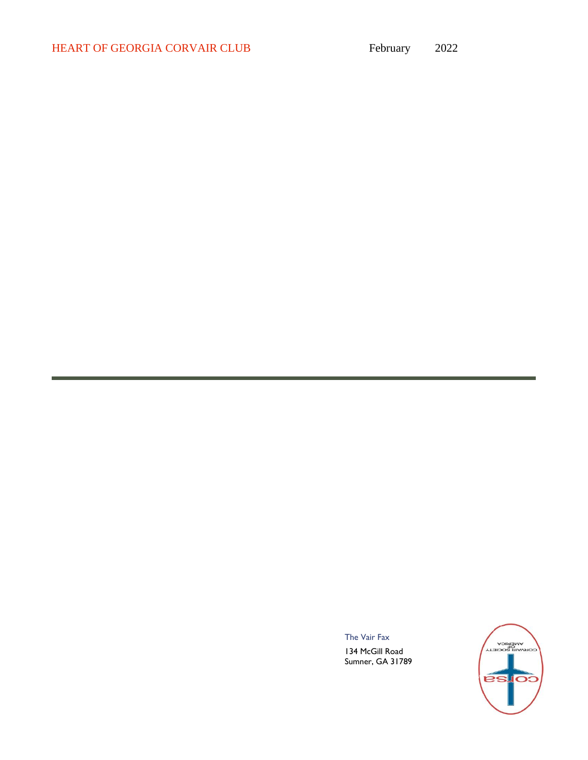HEART OF GEORGIA CORVAIR CLUB February 2022

---

The Vair Fax

134 McGill Road
Sumner, GA 31789